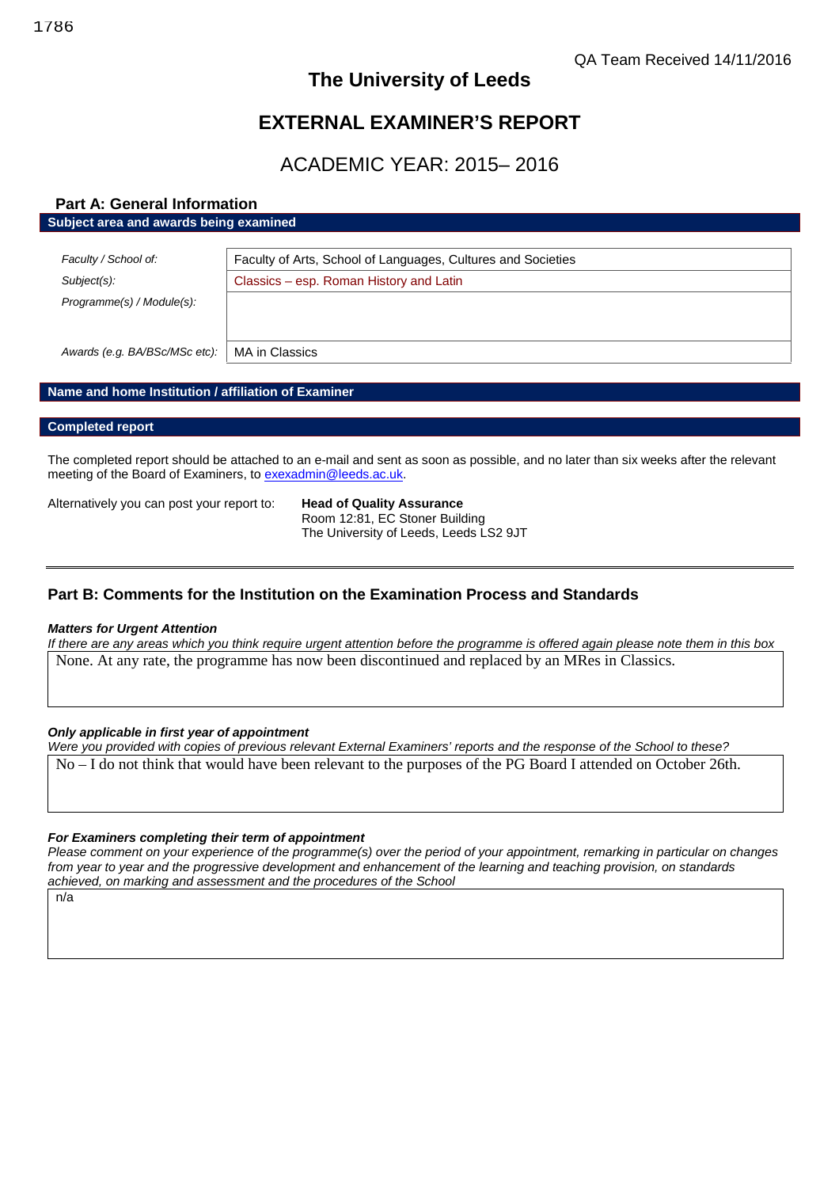QA Team Received 14/11/2016

# The University of Leeds

# EXTERNAL EXAMINER'S REPORT

## ACADEMIC YEAR: 2015– 2016

### Part A: General Information

**Subject area and awards being examined**

| | |
|---|---|
| *Faculty / School of:* | Faculty of Arts, School of Languages, Cultures and Societies |
| *Subject(s):* | Classics – esp. Roman History and Latin |
| *Programme(s) / Module(s):* | |
| *Awards (e.g. BA/BSc/MSc etc):* | MA in Classics |

**Name and home Institution / affiliation of Examiner**

**Completed report**

The completed report should be attached to an e-mail and sent as soon as possible, and no later than six weeks after the relevant meeting of the Board of Examiners, to exexadmin@leeds.ac.uk.

Alternatively you can post your report to: **Head of Quality Assurance**
Room 12:81, EC Stoner Building
The University of Leeds, Leeds LS2 9JT

---

### Part B: Comments for the Institution on the Examination Process and Standards

***Matters for Urgent Attention***

*If there are any areas which you think require urgent attention before the programme is offered again please note them in this box*

None. At any rate, the programme has now been discontinued and replaced by an MRes in Classics.

***Only applicable in first year of appointment***

*Were you provided with copies of previous relevant External Examiners' reports and the response of the School to these?*

No – I do not think that would have been relevant to the purposes of the PG Board I attended on October 26th.

***For Examiners completing their term of appointment***

*Please comment on your experience of the programme(s) over the period of your appointment, remarking in particular on changes from year to year and the progressive development and enhancement of the learning and teaching provision, on standards achieved, on marking and assessment and the procedures of the School*

n/a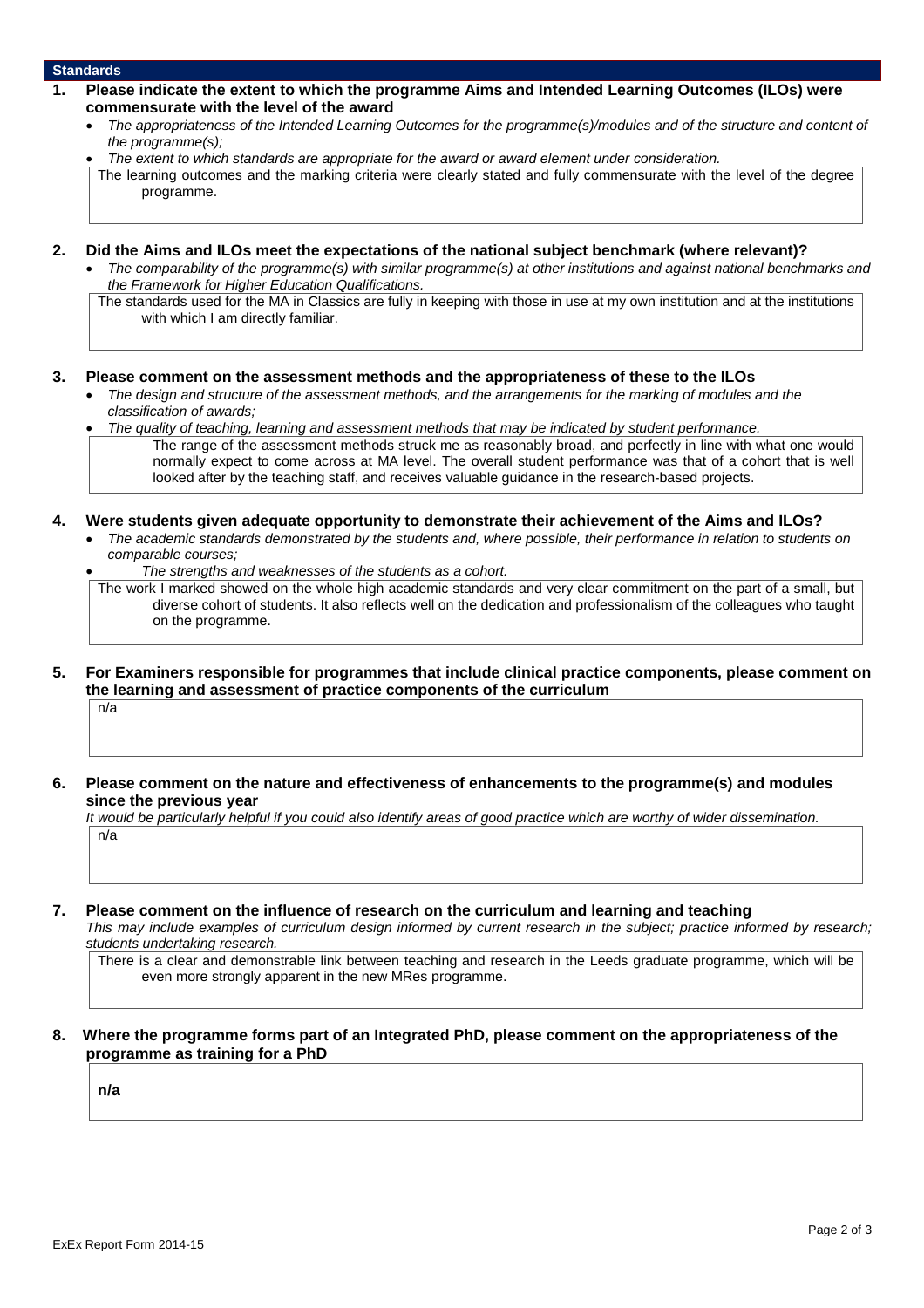## Standards

**1. Please indicate the extent to which the programme Aims and Intended Learning Outcomes (ILOs) were commensurate with the level of the award**

- *The appropriateness of the Intended Learning Outcomes for the programme(s)/modules and of the structure and content of the programme(s);*
- *The extent to which standards are appropriate for the award or award element under consideration.*

The learning outcomes and the marking criteria were clearly stated and fully commensurate with the level of the degree programme.

**2. Did the Aims and ILOs meet the expectations of the national subject benchmark (where relevant)?**

- *The comparability of the programme(s) with similar programme(s) at other institutions and against national benchmarks and the Framework for Higher Education Qualifications.*

The standards used for the MA in Classics are fully in keeping with those in use at my own institution and at the institutions with which I am directly familiar.

**3. Please comment on the assessment methods and the appropriateness of these to the ILOs**

- *The design and structure of the assessment methods, and the arrangements for the marking of modules and the classification of awards;*
- *The quality of teaching, learning and assessment methods that may be indicated by student performance.*

The range of the assessment methods struck me as reasonably broad, and perfectly in line with what one would normally expect to come across at MA level. The overall student performance was that of a cohort that is well looked after by the teaching staff, and receives valuable guidance in the research-based projects.

**4. Were students given adequate opportunity to demonstrate their achievement of the Aims and ILOs?**

- *The academic standards demonstrated by the students and, where possible, their performance in relation to students on comparable courses;*
- *The strengths and weaknesses of the students as a cohort.*

The work I marked showed on the whole high academic standards and very clear commitment on the part of a small, but diverse cohort of students. It also reflects well on the dedication and professionalism of the colleagues who taught on the programme.

**5. For Examiners responsible for programmes that include clinical practice components, please comment on the learning and assessment of practice components of the curriculum**

n/a

**6. Please comment on the nature and effectiveness of enhancements to the programme(s) and modules since the previous year**

*It would be particularly helpful if you could also identify areas of good practice which are worthy of wider dissemination.*

n/a

**7. Please comment on the influence of research on the curriculum and learning and teaching**

*This may include examples of curriculum design informed by current research in the subject; practice informed by research; students undertaking research.*

There is a clear and demonstrable link between teaching and research in the Leeds graduate programme, which will be even more strongly apparent in the new MRes programme.

**8. Where the programme forms part of an Integrated PhD, please comment on the appropriateness of the programme as training for a PhD**

**n/a**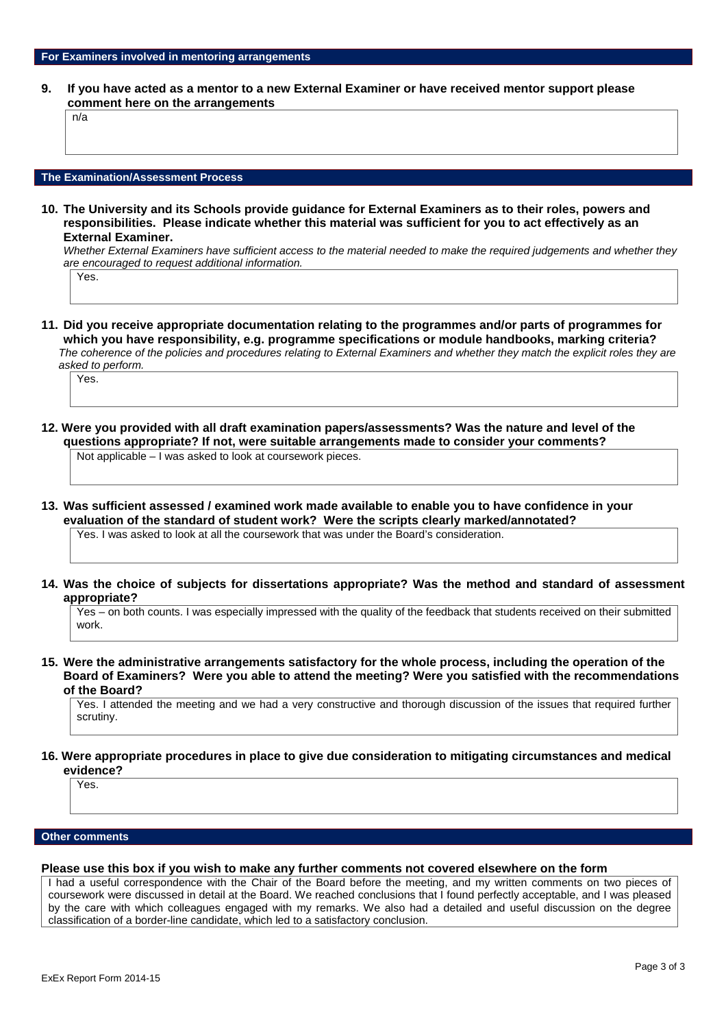## For Examiners involved in mentoring arrangements

**9. If you have acted as a mentor to a new External Examiner or have received mentor support please comment here on the arrangements**

n/a

## The Examination/Assessment Process

**10. The University and its Schools provide guidance for External Examiners as to their roles, powers and responsibilities. Please indicate whether this material was sufficient for you to act effectively as an External Examiner.**

*Whether External Examiners have sufficient access to the material needed to make the required judgements and whether they are encouraged to request additional information.*

Yes.

**11. Did you receive appropriate documentation relating to the programmes and/or parts of programmes for which you have responsibility, e.g. programme specifications or module handbooks, marking criteria?**

*The coherence of the policies and procedures relating to External Examiners and whether they match the explicit roles they are asked to perform.*

Yes.

**12. Were you provided with all draft examination papers/assessments? Was the nature and level of the questions appropriate? If not, were suitable arrangements made to consider your comments?**

Not applicable – I was asked to look at coursework pieces.

**13. Was sufficient assessed / examined work made available to enable you to have confidence in your evaluation of the standard of student work? Were the scripts clearly marked/annotated?**

Yes. I was asked to look at all the coursework that was under the Board's consideration.

**14. Was the choice of subjects for dissertations appropriate? Was the method and standard of assessment appropriate?**

Yes – on both counts. I was especially impressed with the quality of the feedback that students received on their submitted work.

**15. Were the administrative arrangements satisfactory for the whole process, including the operation of the Board of Examiners? Were you able to attend the meeting? Were you satisfied with the recommendations of the Board?**

Yes. I attended the meeting and we had a very constructive and thorough discussion of the issues that required further scrutiny.

**16. Were appropriate procedures in place to give due consideration to mitigating circumstances and medical evidence?**

Yes.

## Other comments

**Please use this box if you wish to make any further comments not covered elsewhere on the form**

I had a useful correspondence with the Chair of the Board before the meeting, and my written comments on two pieces of coursework were discussed in detail at the Board. We reached conclusions that I found perfectly acceptable, and I was pleased by the care with which colleagues engaged with my remarks. We also had a detailed and useful discussion on the degree classification of a border-line candidate, which led to a satisfactory conclusion.

ExEx Report Form 2014-15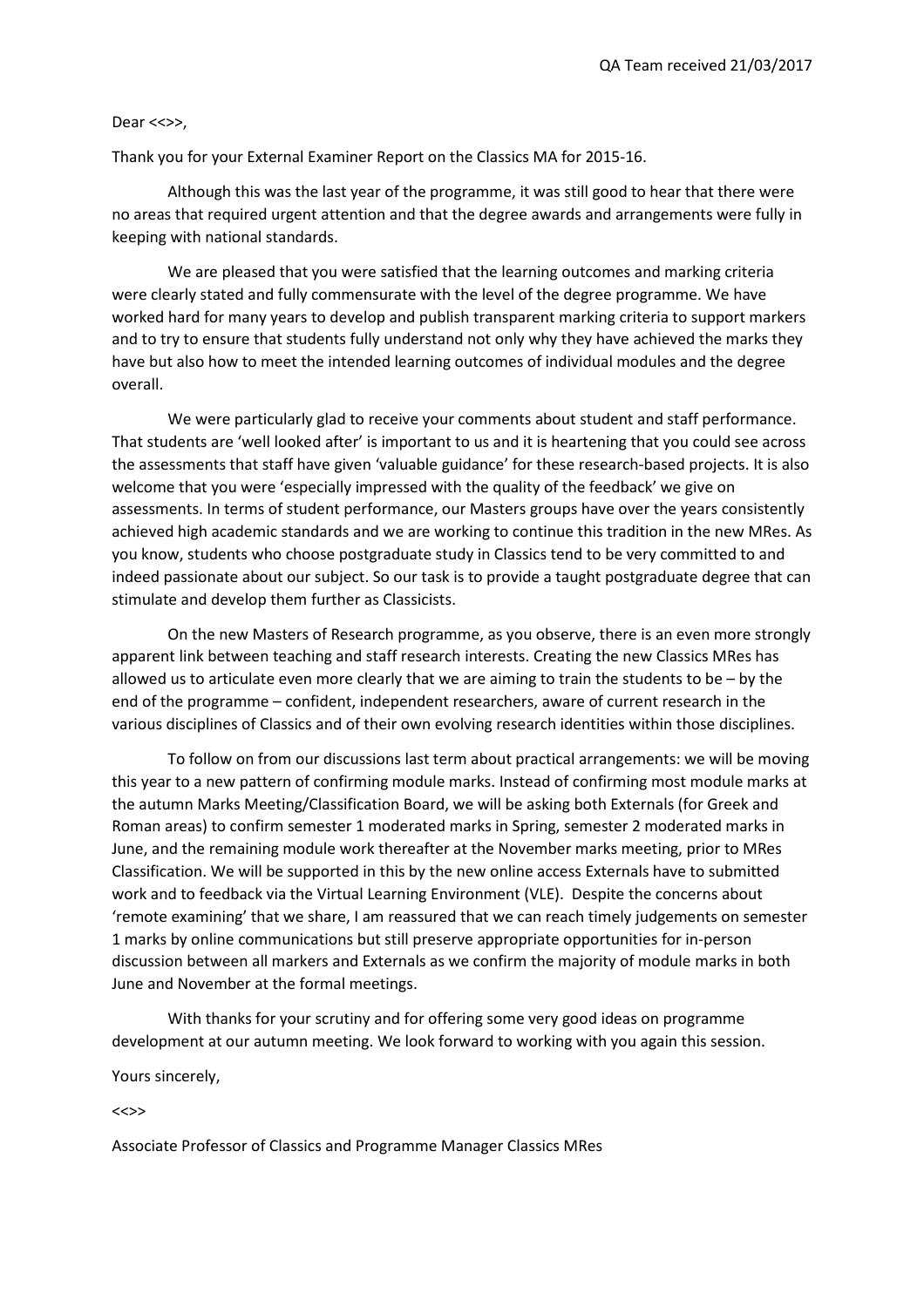QA Team received 21/03/2017

Dear <<>>,

Thank you for your External Examiner Report on the Classics MA for 2015-16.

Although this was the last year of the programme, it was still good to hear that there were no areas that required urgent attention and that the degree awards and arrangements were fully in keeping with national standards.

We are pleased that you were satisfied that the learning outcomes and marking criteria were clearly stated and fully commensurate with the level of the degree programme. We have worked hard for many years to develop and publish transparent marking criteria to support markers and to try to ensure that students fully understand not only why they have achieved the marks they have but also how to meet the intended learning outcomes of individual modules and the degree overall.

We were particularly glad to receive your comments about student and staff performance. That students are 'well looked after' is important to us and it is heartening that you could see across the assessments that staff have given 'valuable guidance' for these research-based projects. It is also welcome that you were 'especially impressed with the quality of the feedback' we give on assessments. In terms of student performance, our Masters groups have over the years consistently achieved high academic standards and we are working to continue this tradition in the new MRes. As you know, students who choose postgraduate study in Classics tend to be very committed to and indeed passionate about our subject. So our task is to provide a taught postgraduate degree that can stimulate and develop them further as Classicists.

On the new Masters of Research programme, as you observe, there is an even more strongly apparent link between teaching and staff research interests. Creating the new Classics MRes has allowed us to articulate even more clearly that we are aiming to train the students to be – by the end of the programme – confident, independent researchers, aware of current research in the various disciplines of Classics and of their own evolving research identities within those disciplines.

To follow on from our discussions last term about practical arrangements: we will be moving this year to a new pattern of confirming module marks. Instead of confirming most module marks at the autumn Marks Meeting/Classification Board, we will be asking both Externals (for Greek and Roman areas) to confirm semester 1 moderated marks in Spring, semester 2 moderated marks in June, and the remaining module work thereafter at the November marks meeting, prior to MRes Classification. We will be supported in this by the new online access Externals have to submitted work and to feedback via the Virtual Learning Environment (VLE). Despite the concerns about 'remote examining' that we share, I am reassured that we can reach timely judgements on semester 1 marks by online communications but still preserve appropriate opportunities for in-person discussion between all markers and Externals as we confirm the majority of module marks in both June and November at the formal meetings.

With thanks for your scrutiny and for offering some very good ideas on programme development at our autumn meeting. We look forward to working with you again this session.

Yours sincerely,

<<>>

Associate Professor of Classics and Programme Manager Classics MRes